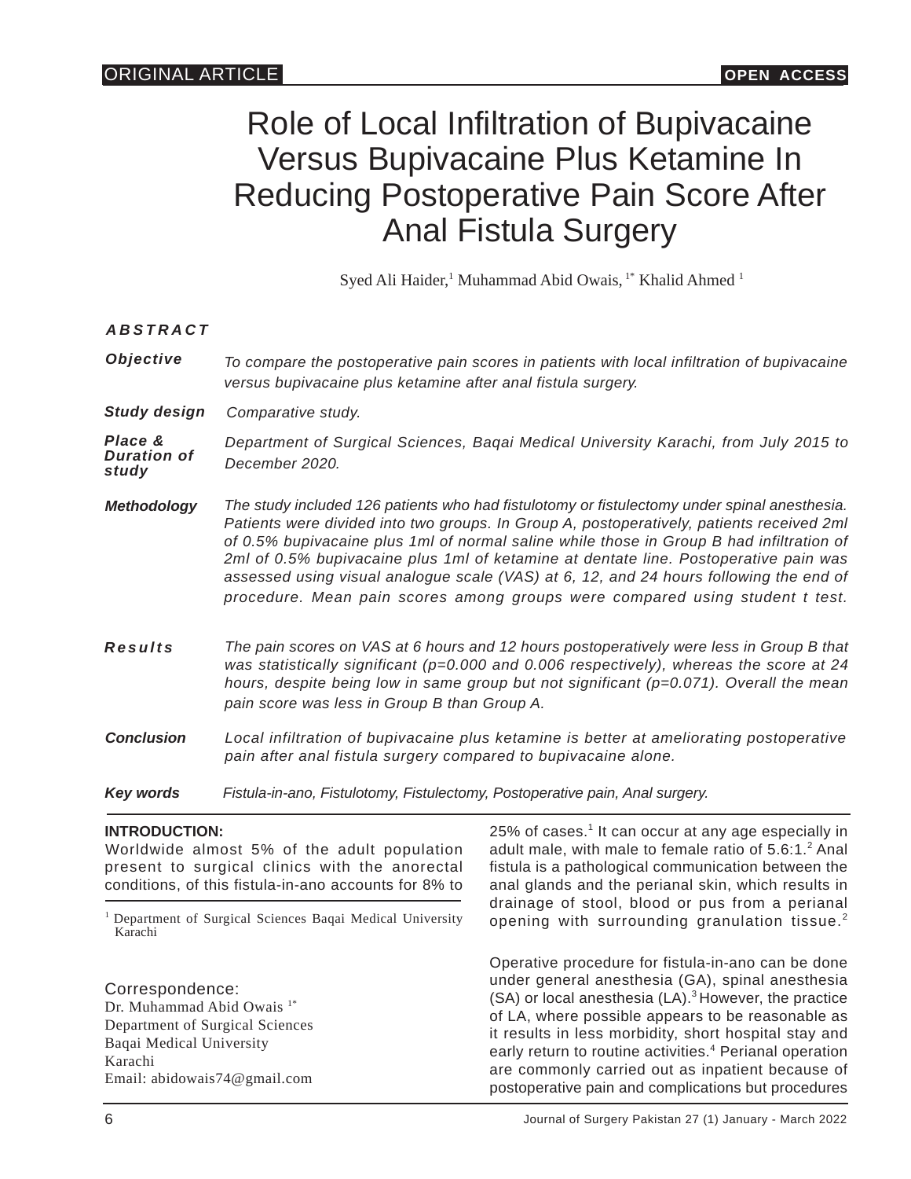ORIGINAL ARTICLE | OPEN ACCESS

# Role of Local Infiltration of Bupivacaine Versus Bupivacaine Plus Ketamine In Reducing Postoperative Pain Score After Anal Fistula Surgery

Syed Ali Haider,[1] Muhammad Abid Owais,[1*] Khalid Ahmed[1]

## ABSTRACT

**Objective** *To compare the postoperative pain scores in patients with local infiltration of bupivacaine versus bupivacaine plus ketamine after anal fistula surgery.*

**Study design** *Comparative study.*

**Place & Duration of study** *Department of Surgical Sciences, Baqai Medical University Karachi, from July 2015 to December 2020.*

**Methodology** *The study included 126 patients who had fistulotomy or fistulectomy under spinal anesthesia. Patients were divided into two groups. In Group A, postoperatively, patients received 2ml of 0.5% bupivacaine plus 1ml of normal saline while those in Group B had infiltration of 2ml of 0.5% bupivacaine plus 1ml of ketamine at dentate line. Postoperative pain was assessed using visual analogue scale (VAS) at 6, 12, and 24 hours following the end of procedure. Mean pain scores among groups were compared using student t test.*

**Results** *The pain scores on VAS at 6 hours and 12 hours postoperatively were less in Group B that was statistically significant (p=0.000 and 0.006 respectively), whereas the score at 24 hours, despite being low in same group but not significant (p=0.071). Overall the mean pain score was less in Group B than Group A.*

**Conclusion** *Local infiltration of bupivacaine plus ketamine is better at ameliorating postoperative pain after anal fistula surgery compared to bupivacaine alone.*

**Key words** *Fistula-in-ano, Fistulotomy, Fistulectomy, Postoperative pain, Anal surgery.*

## INTRODUCTION:

Worldwide almost 5% of the adult population present to surgical clinics with the anorectal conditions, of this fistula-in-ano accounts for 8% to 25% of cases.[1] It can occur at any age especially in adult male, with male to female ratio of 5.6:1.[2] Anal fistula is a pathological communication between the anal glands and the perianal skin, which results in drainage of stool, blood or pus from a perianal opening with surrounding granulation tissue.[2]

Operative procedure for fistula-in-ano can be done under general anesthesia (GA), spinal anesthesia (SA) or local anesthesia (LA).[3] However, the practice of LA, where possible appears to be reasonable as it results in less morbidity, short hospital stay and early return to routine activities.[4] Perianal operation are commonly carried out as inpatient because of postoperative pain and complications but procedures

[1] Department of Surgical Sciences Baqai Medical University Karachi

Correspondence:
Dr. Muhammad Abid Owais[1*]
Department of Surgical Sciences
Baqai Medical University
Karachi
Email: abidowais74@gmail.com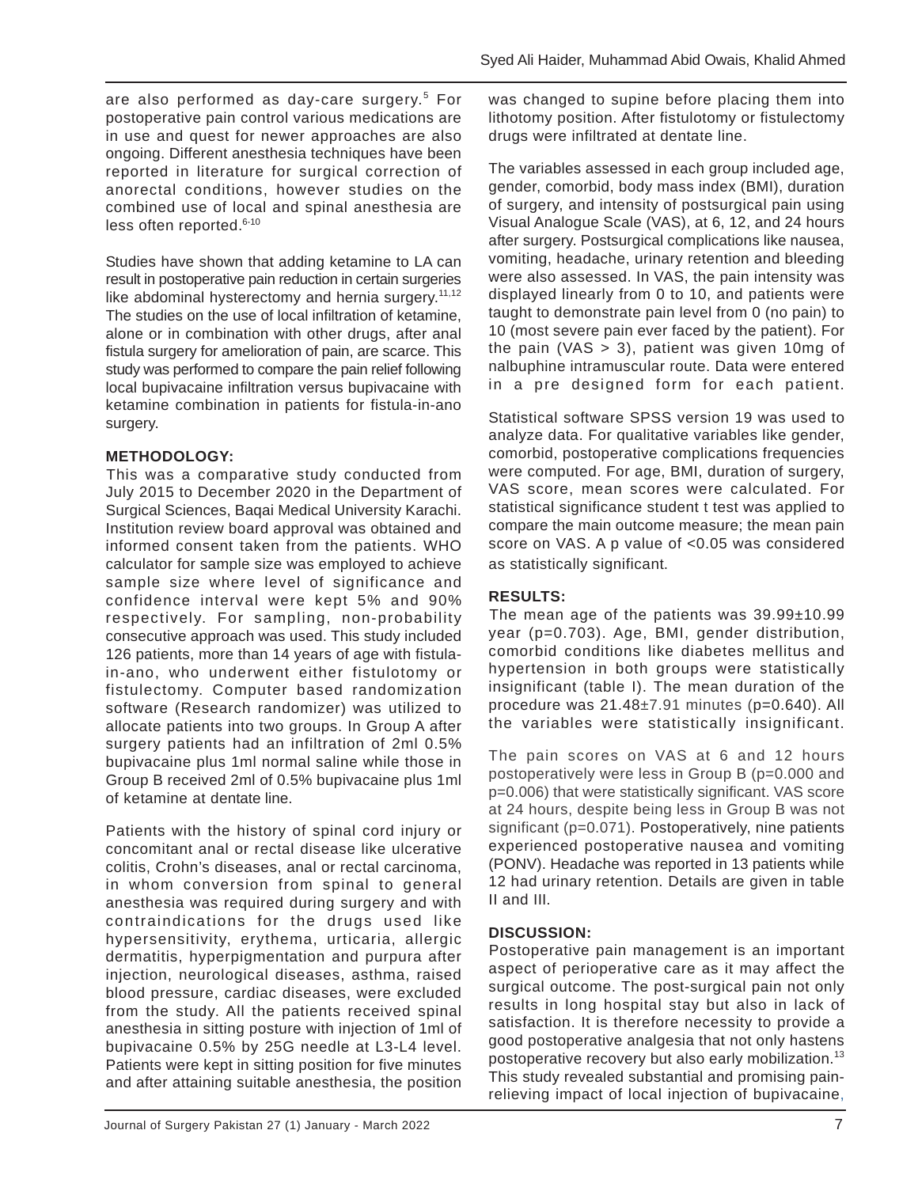are also performed as day-care surgery.[5] For postoperative pain control various medications are in use and quest for newer approaches are also ongoing. Different anesthesia techniques have been reported in literature for surgical correction of anorectal conditions, however studies on the combined use of local and spinal anesthesia are less often reported.[6-10]

Studies have shown that adding ketamine to LA can result in postoperative pain reduction in certain surgeries like abdominal hysterectomy and hernia surgery.[11,12] The studies on the use of local infiltration of ketamine, alone or in combination with other drugs, after anal fistula surgery for amelioration of pain, are scarce. This study was performed to compare the pain relief following local bupivacaine infiltration versus bupivacaine with ketamine combination in patients for fistula-in-ano surgery.

## METHODOLOGY:

This was a comparative study conducted from July 2015 to December 2020 in the Department of Surgical Sciences, Baqai Medical University Karachi. Institution review board approval was obtained and informed consent taken from the patients. WHO calculator for sample size was employed to achieve sample size where level of significance and confidence interval were kept 5% and 90% respectively. For sampling, non-probability consecutive approach was used. This study included 126 patients, more than 14 years of age with fistula-in-ano, who underwent either fistulotomy or fistulectomy. Computer based randomization software (Research randomizer) was utilized to allocate patients into two groups. In Group A after surgery patients had an infiltration of 2ml 0.5% bupivacaine plus 1ml normal saline while those in Group B received 2ml of 0.5% bupivacaine plus 1ml of ketamine at dentate line.

Patients with the history of spinal cord injury or concomitant anal or rectal disease like ulcerative colitis, Crohn's diseases, anal or rectal carcinoma, in whom conversion from spinal to general anesthesia was required during surgery and with contraindications for the drugs used like hypersensitivity, erythema, urticaria, allergic dermatitis, hyperpigmentation and purpura after injection, neurological diseases, asthma, raised blood pressure, cardiac diseases, were excluded from the study. All the patients received spinal anesthesia in sitting posture with injection of 1ml of bupivacaine 0.5% by 25G needle at L3-L4 level. Patients were kept in sitting position for five minutes and after attaining suitable anesthesia, the position was changed to supine before placing them into lithotomy position. After fistulotomy or fistulectomy drugs were infiltrated at dentate line.

The variables assessed in each group included age, gender, comorbid, body mass index (BMI), duration of surgery, and intensity of postsurgical pain using Visual Analogue Scale (VAS), at 6, 12, and 24 hours after surgery. Postsurgical complications like nausea, vomiting, headache, urinary retention and bleeding were also assessed. In VAS, the pain intensity was displayed linearly from 0 to 10, and patients were taught to demonstrate pain level from 0 (no pain) to 10 (most severe pain ever faced by the patient). For the pain (VAS > 3), patient was given 10mg of nalbuphine intramuscular route. Data were entered in a pre designed form for each patient.

Statistical software SPSS version 19 was used to analyze data. For qualitative variables like gender, comorbid, postoperative complications frequencies were computed. For age, BMI, duration of surgery, VAS score, mean scores were calculated. For statistical significance student t test was applied to compare the main outcome measure; the mean pain score on VAS. A p value of <0.05 was considered as statistically significant.

## RESULTS:

The mean age of the patients was 39.99±10.99 year (p=0.703). Age, BMI, gender distribution, comorbid conditions like diabetes mellitus and hypertension in both groups were statistically insignificant (table I). The mean duration of the procedure was 21.48±7.91 minutes (p=0.640). All the variables were statistically insignificant.

The pain scores on VAS at 6 and 12 hours postoperatively were less in Group B (p=0.000 and p=0.006) that were statistically significant. VAS score at 24 hours, despite being less in Group B was not significant (p=0.071). Postoperatively, nine patients experienced postoperative nausea and vomiting (PONV). Headache was reported in 13 patients while 12 had urinary retention. Details are given in table II and III.

## DISCUSSION:

Postoperative pain management is an important aspect of perioperative care as it may affect the surgical outcome. The post-surgical pain not only results in long hospital stay but also in lack of satisfaction. It is therefore necessity to provide a good postoperative analgesia that not only hastens postoperative recovery but also early mobilization.[13] This study revealed substantial and promising pain-relieving impact of local injection of bupivacaine,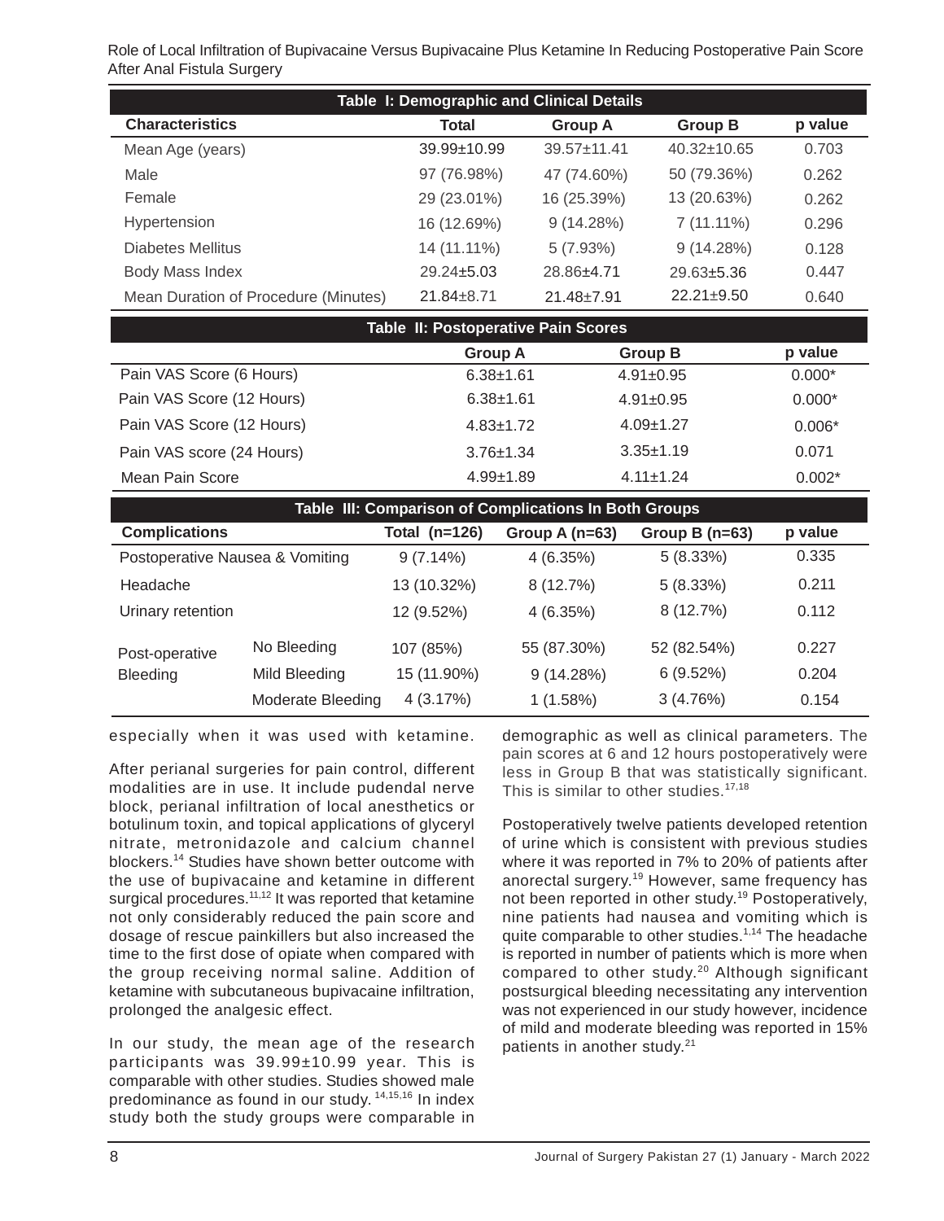**Table I: Demographic and Clinical Details**

| Characteristics | Total | Group A | Group B | p value |
|---|---|---|---|---|
| Mean Age (years) | 39.99±10.99 | 39.57±11.41 | 40.32±10.65 | 0.703 |
| Male | 97 (76.98%) | 47 (74.60%) | 50 (79.36%) | 0.262 |
| Female | 29 (23.01%) | 16 (25.39%) | 13 (20.63%) | 0.262 |
| Hypertension | 16 (12.69%) | 9 (14.28%) | 7 (11.11%) | 0.296 |
| Diabetes Mellitus | 14 (11.11%) | 5 (7.93%) | 9 (14.28%) | 0.128 |
| Body Mass Index | 29.24±5.03 | 28.86±4.71 | 29.63±5.36 | 0.447 |
| Mean Duration of Procedure (Minutes) | 21.84±8.71 | 21.48±7.91 | 22.21±9.50 | 0.640 |

**Table II: Postoperative Pain Scores**

| | Group A | Group B | p value |
|---|---|---|---|
| Pain VAS Score (6 Hours) | 6.38±1.61 | 4.91±0.95 | 0.000* |
| Pain VAS Score (12 Hours) | 6.38±1.61 | 4.91±0.95 | 0.000* |
| Pain VAS Score (12 Hours) | 4.83±1.72 | 4.09±1.27 | 0.006* |
| Pain VAS score (24 Hours) | 3.76±1.34 | 3.35±1.19 | 0.071 |
| Mean Pain Score | 4.99±1.89 | 4.11±1.24 | 0.002* |

**Table III: Comparison of Complications In Both Groups**

| Complications | | Total (n=126) | Group A (n=63) | Group B (n=63) | p value |
|---|---|---|---|---|---|
| Postoperative Nausea & Vomiting | | 9 (7.14%) | 4 (6.35%) | 5 (8.33%) | 0.335 |
| Headache | | 13 (10.32%) | 8 (12.7%) | 5 (8.33%) | 0.211 |
| Urinary retention | | 12 (9.52%) | 4 (6.35%) | 8 (12.7%) | 0.112 |
| Post-operative Bleeding | No Bleeding | 107 (85%) | 55 (87.30%) | 52 (82.54%) | 0.227 |
| | Mild Bleeding | 15 (11.90%) | 9 (14.28%) | 6 (9.52%) | 0.204 |
| | Moderate Bleeding | 4 (3.17%) | 1 (1.58%) | 3 (4.76%) | 0.154 |

especially when it was used with ketamine.

After perianal surgeries for pain control, different modalities are in use. It include pudendal nerve block, perianal infiltration of local anesthetics or botulinum toxin, and topical applications of glyceryl nitrate, metronidazole and calcium channel blockers.[14] Studies have shown better outcome with the use of bupivacaine and ketamine in different surgical procedures.[11,12] It was reported that ketamine not only considerably reduced the pain score and dosage of rescue painkillers but also increased the time to the first dose of opiate when compared with the group receiving normal saline. Addition of ketamine with subcutaneous bupivacaine infiltration, prolonged the analgesic effect.

In our study, the mean age of the research participants was 39.99±10.99 year. This is comparable with other studies. Studies showed male predominance as found in our study.[14,15,16] In index study both the study groups were comparable in demographic as well as clinical parameters. The pain scores at 6 and 12 hours postoperatively were less in Group B that was statistically significant. This is similar to other studies.[17,18]

Postoperatively twelve patients developed retention of urine which is consistent with previous studies where it was reported in 7% to 20% of patients after anorectal surgery.[19] However, same frequency has not been reported in other study.[19] Postoperatively, nine patients had nausea and vomiting which is quite comparable to other studies.[1,14] The headache is reported in number of patients which is more when compared to other study.[20] Although significant postsurgical bleeding necessitating any intervention was not experienced in our study however, incidence of mild and moderate bleeding was reported in 15% patients in another study.[21]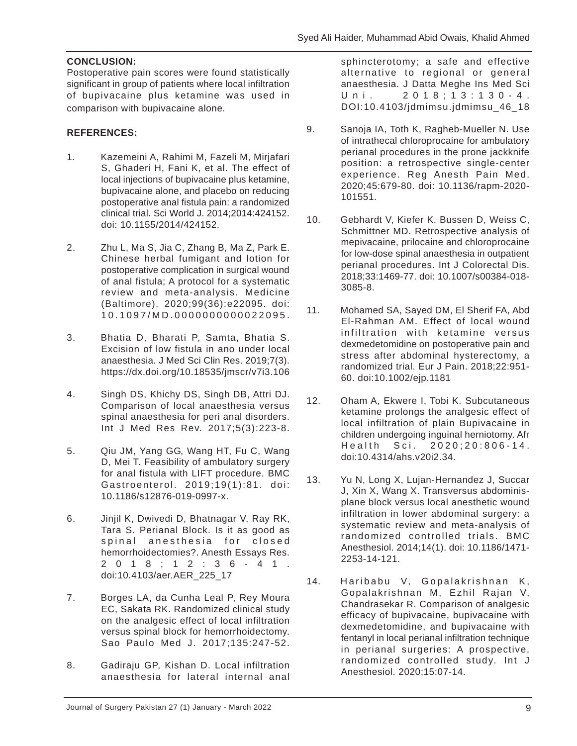## CONCLUSION:

Postoperative pain scores were found statistically significant in group of patients where local infiltration of bupivacaine plus ketamine was used in comparison with bupivacaine alone.

## REFERENCES:

1. Kazemeini A, Rahimi M, Fazeli M, Mirjafari S, Ghaderi H, Fani K, et al. The effect of local injections of bupivacaine plus ketamine, bupivacaine alone, and placebo on reducing postoperative anal fistula pain: a randomized clinical trial. Sci World J. 2014;2014:424152. doi: 10.1155/2014/424152.

2. Zhu L, Ma S, Jia C, Zhang B, Ma Z, Park E. Chinese herbal fumigant and lotion for postoperative complication in surgical wound of anal fistula; A protocol for a systematic review and meta-analysis. Medicine (Baltimore). 2020;99(36):e22095. doi: 10.1097/MD.0000000000022095.

3. Bhatia D, Bharati P, Samta, Bhatia S. Excision of low fistula in ano under local anaesthesia. J Med Sci Clin Res. 2019;7(3). https://dx.doi.org/10.18535/jmscr/v7i3.106

4. Singh DS, Khichy DS, Singh DB, Attri DJ. Comparison of local anaesthesia versus spinal anaesthesia for peri anal disorders. Int J Med Res Rev. 2017;5(3):223-8.

5. Qiu JM, Yang GG, Wang HT, Fu C, Wang D, Mei T. Feasibility of ambulatory surgery for anal fistula with LIFT procedure. BMC Gastroenterol. 2019;19(1):81. doi: 10.1186/s12876-019-0997-x.

6. Jinjil K, Dwivedi D, Bhatnagar V, Ray RK, Tara S. Perianal Block. Is it as good as spinal anesthesia for closed hemorrhoidectomies?. Anesth Essays Res. 2018;12:36-41. doi:10.4103/aer.AER_225_17

7. Borges LA, da Cunha Leal P, Rey Moura EC, Sakata RK. Randomized clinical study on the analgesic effect of local infiltration versus spinal block for hemorrhoidectomy. Sao Paulo Med J. 2017;135:247-52.

8. Gadiraju GP, Kishan D. Local infiltration anaesthesia for lateral internal anal sphincterotomy; a safe and effective alternative to regional or general anaesthesia. J Datta Meghe Ins Med Sci Uni. 2018;13:130-4. DOI:10.4103/jdmimsu.jdmimsu_46_18

9. Sanoja IA, Toth K, Ragheb-Mueller N. Use of intrathecal chloroprocaine for ambulatory perianal procedures in the prone jackknife position: a retrospective single-center experience. Reg Anesth Pain Med. 2020;45:679-80. doi: 10.1136/rapm-2020-101551.

10. Gebhardt V, Kiefer K, Bussen D, Weiss C, Schmittner MD. Retrospective analysis of mepivacaine, prilocaine and chloroprocaine for low-dose spinal anaesthesia in outpatient perianal procedures. Int J Colorectal Dis. 2018;33:1469-77. doi: 10.1007/s00384-018-3085-8.

11. Mohamed SA, Sayed DM, El Sherif FA, Abd El-Rahman AM. Effect of local wound infiltration with ketamine versus dexmedetomidine on postoperative pain and stress after abdominal hysterectomy, a randomized trial. Eur J Pain. 2018;22:951-60. doi:10.1002/ejp.1181

12. Oham A, Ekwere I, Tobi K. Subcutaneous ketamine prolongs the analgesic effect of local infiltration of plain Bupivacaine in children undergoing inguinal herniotomy. Afr Health Sci. 2020;20:806-14. doi:10.4314/ahs.v20i2.34.

13. Yu N, Long X, Lujan-Hernandez J, Succar J, Xin X, Wang X. Transversus abdominis-plane block versus local anesthetic wound infiltration in lower abdominal surgery: a systematic review and meta-analysis of randomized controlled trials. BMC Anesthesiol. 2014;14(1). doi: 10.1186/1471-2253-14-121.

14. Haribabu V, Gopalakrishnan K, Gopalakrishnan M, Ezhil Rajan V, Chandrasekar R. Comparison of analgesic efficacy of bupivacaine, bupivacaine with dexmedetomidine, and bupivacaine with fentanyl in local perianal infiltration technique in perianal surgeries: A prospective, randomized controlled study. Int J Anesthesiol. 2020;15:07-14.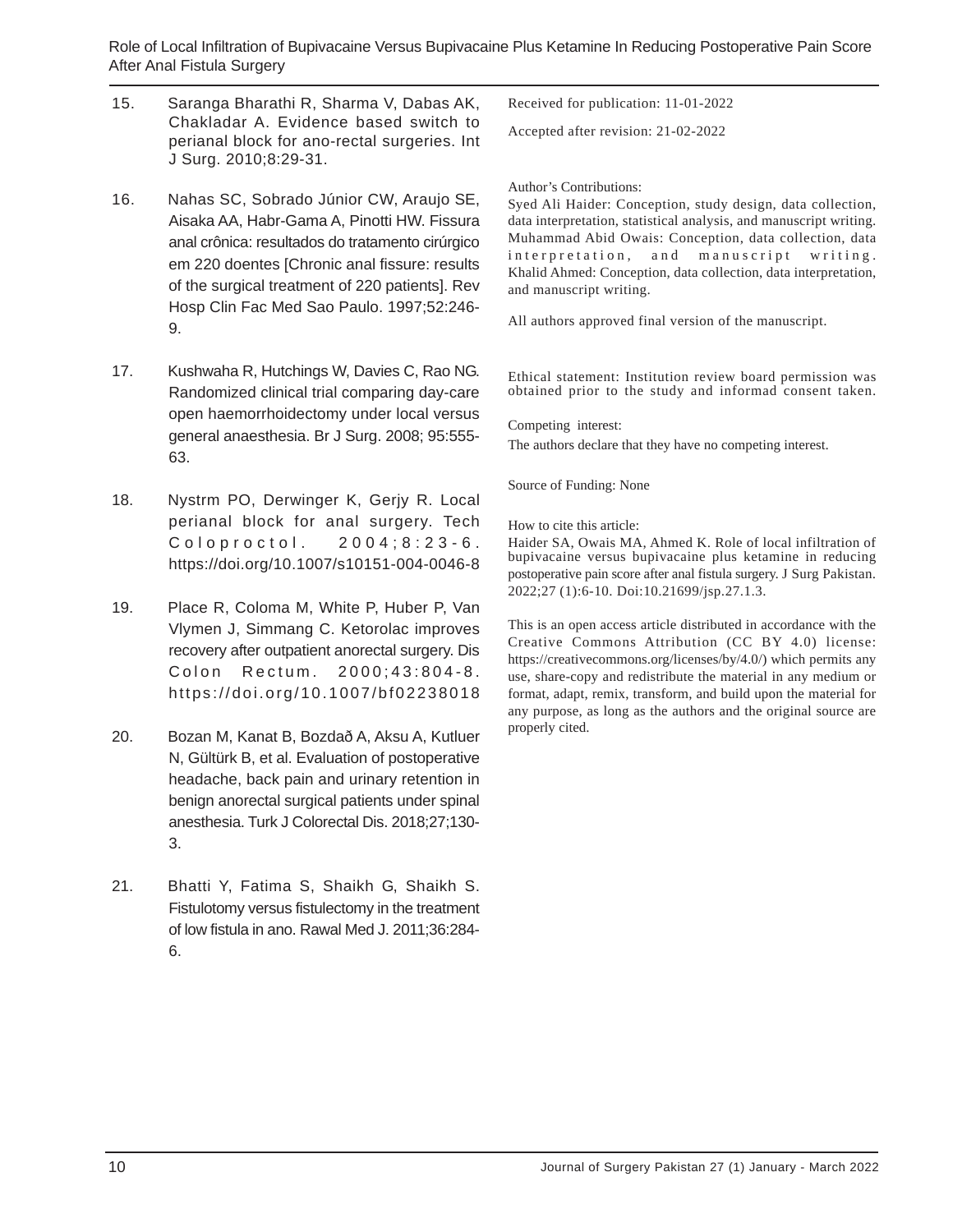15. Saranga Bharathi R, Sharma V, Dabas AK, Chakladar A. Evidence based switch to perianal block for ano-rectal surgeries. Int J Surg. 2010;8:29-31.

16. Nahas SC, Sobrado Júnior CW, Araujo SE, Aisaka AA, Habr-Gama A, Pinotti HW. Fissura anal crônica: resultados do tratamento cirúrgico em 220 doentes [Chronic anal fissure: results of the surgical treatment of 220 patients]. Rev Hosp Clin Fac Med Sao Paulo. 1997;52:246-9.

17. Kushwaha R, Hutchings W, Davies C, Rao NG. Randomized clinical trial comparing day-care open haemorrhoidectomy under local versus general anaesthesia. Br J Surg. 2008; 95:555-63.

18. Nystrm PO, Derwinger K, Gerjy R. Local perianal block for anal surgery. Tech Coloproctol. 2004;8:23-6. https://doi.org/10.1007/s10151-004-0046-8

19. Place R, Coloma M, White P, Huber P, Van Vlymen J, Simmang C. Ketorolac improves recovery after outpatient anorectal surgery. Dis Colon Rectum. 2000;43:804-8. https://doi.org/10.1007/bf02238018

20. Bozan M, Kanat B, Bozdað A, Aksu A, Kutluer N, Gültürk B, et al. Evaluation of postoperative headache, back pain and urinary retention in benign anorectal surgical patients under spinal anesthesia. Turk J Colorectal Dis. 2018;27;130-3.

21. Bhatti Y, Fatima S, Shaikh G, Shaikh S. Fistulotomy versus fistulectomy in the treatment of low fistula in ano. Rawal Med J. 2011;36:284-6.

Received for publication: 11-01-2022

Accepted after revision: 21-02-2022

Author's Contributions:
Syed Ali Haider: Conception, study design, data collection, data interpretation, statistical analysis, and manuscript writing.
Muhammad Abid Owais: Conception, data collection, data interpretation, and manuscript writing.
Khalid Ahmed: Conception, data collection, data interpretation, and manuscript writing.

All authors approved final version of the manuscript.

Ethical statement: Institution review board permission was obtained prior to the study and informad consent taken.

Competing interest:
The authors declare that they have no competing interest.

Source of Funding: None

How to cite this article:
Haider SA, Owais MA, Ahmed K. Role of local infiltration of bupivacaine versus bupivacaine plus ketamine in reducing postoperative pain score after anal fistula surgery. J Surg Pakistan. 2022;27 (1):6-10. Doi:10.21699/jsp.27.1.3.

This is an open access article distributed in accordance with the Creative Commons Attribution (CC BY 4.0) license: https://creativecommons.org/licenses/by/4.0/) which permits any use, share-copy and redistribute the material in any medium or format, adapt, remix, transform, and build upon the material for any purpose, as long as the authors and the original source are properly cited.